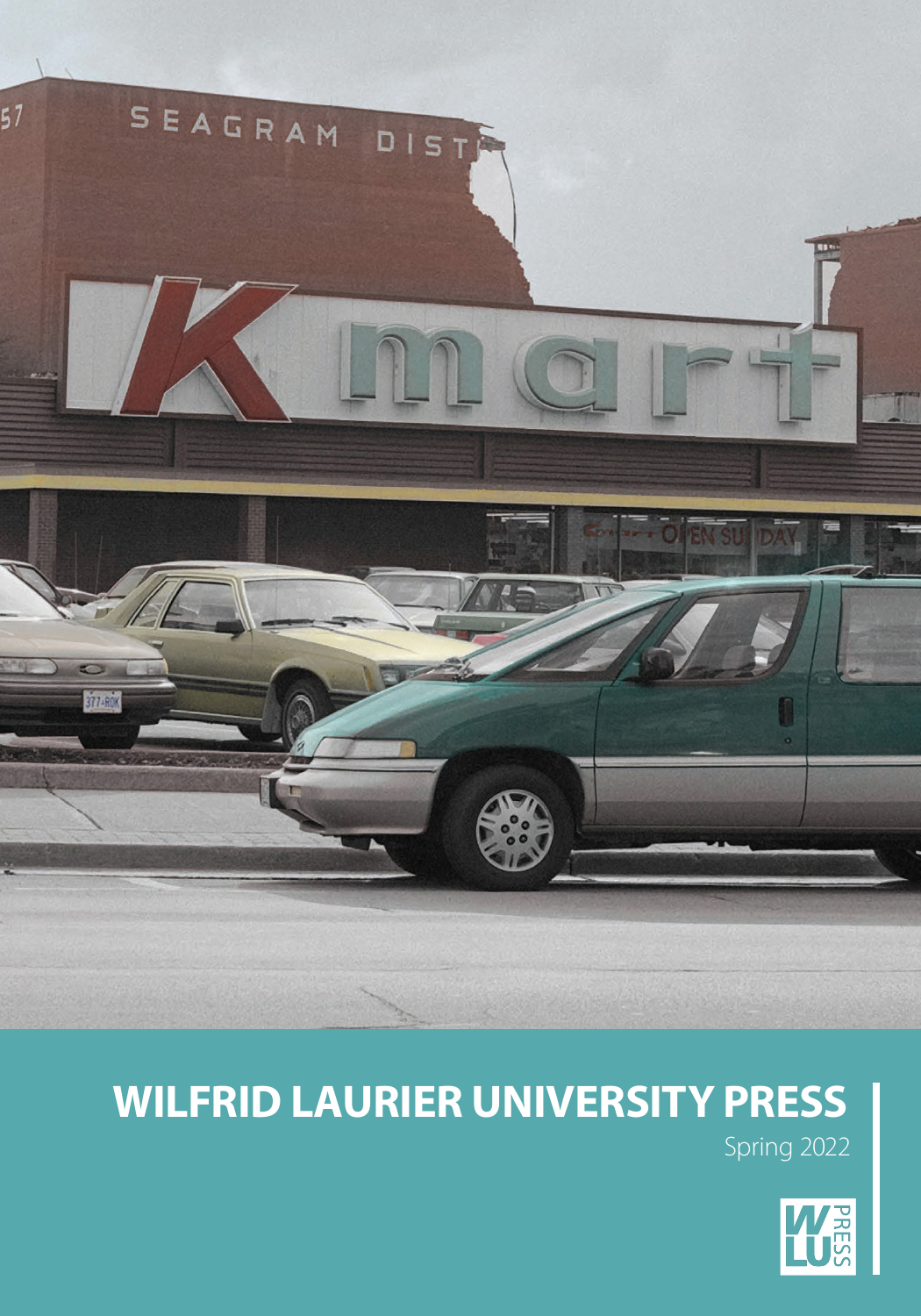# WILFRID LAURIER UNIVERSITY PRESS

Spring 2022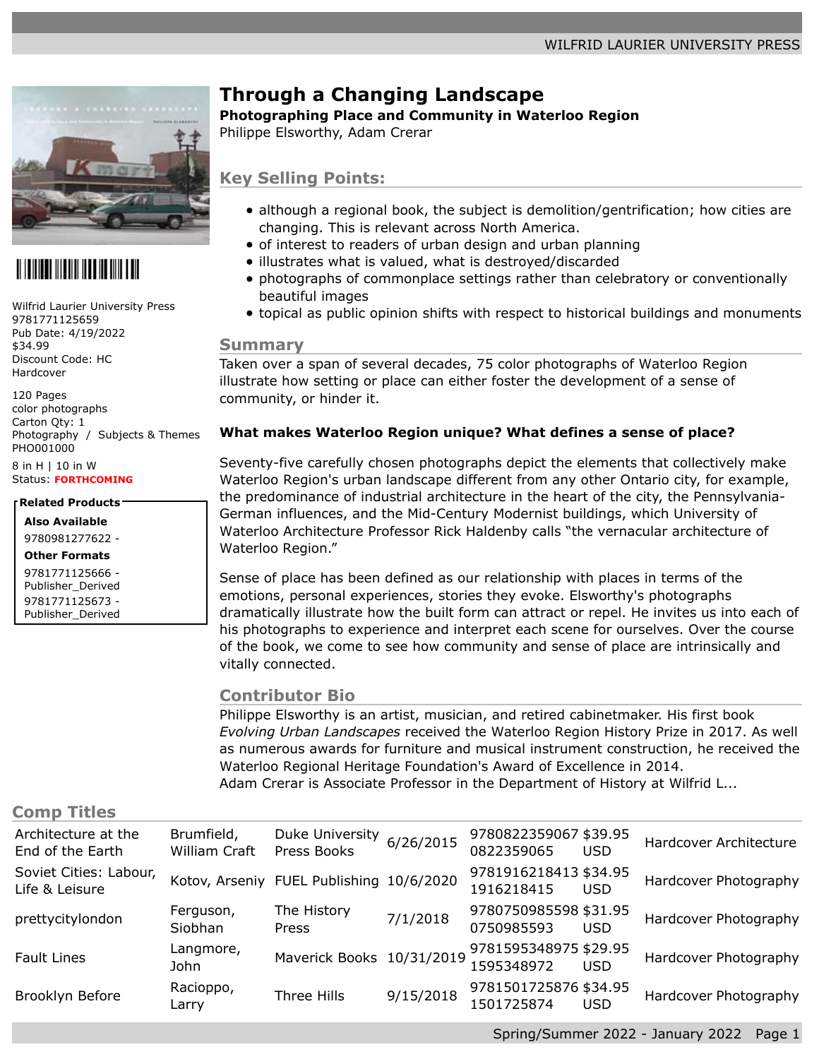# Through a Changing Landscape

**Photographing Place and Community in Waterloo Region**

Philippe Elsworthy, Adam Crerar

Wilfrid Laurier University Press
9781771125659
Pub Date: 4/19/2022
$34.99
Discount Code: HC
Hardcover

120 Pages
color photographs
Carton Qty: 1
Photography / Subjects & Themes
PHO001000

8 in H | 10 in W
Status: **FORTHCOMING**

**Related Products**

**Also Available**
9780981277622 -

**Other Formats**
9781771125666 - Publisher_Derived
9781771125673 - Publisher_Derived

## Key Selling Points:

- although a regional book, the subject is demolition/gentrification; how cities are changing. This is relevant across North America.
- of interest to readers of urban design and urban planning
- illustrates what is valued, what is destroyed/discarded
- photographs of commonplace settings rather than celebratory or conventionally beautiful images
- topical as public opinion shifts with respect to historical buildings and monuments

## Summary

Taken over a span of several decades, 75 color photographs of Waterloo Region illustrate how setting or place can either foster the development of a sense of community, or hinder it.

**What makes Waterloo Region unique? What defines a sense of place?**

Seventy-five carefully chosen photographs depict the elements that collectively make Waterloo Region's urban landscape different from any other Ontario city, for example, the predominance of industrial architecture in the heart of the city, the Pennsylvania-German influences, and the Mid-Century Modernist buildings, which University of Waterloo Architecture Professor Rick Haldenby calls "the vernacular architecture of Waterloo Region."

Sense of place has been defined as our relationship with places in terms of the emotions, personal experiences, stories they evoke. Elsworthy's photographs dramatically illustrate how the built form can attract or repel. He invites us into each of his photographs to experience and interpret each scene for ourselves. Over the course of the book, we come to see how community and sense of place are intrinsically and vitally connected.

## Contributor Bio

Philippe Elsworthy is an artist, musician, and retired cabinetmaker. His first book *Evolving Urban Landscapes* received the Waterloo Region History Prize in 2017. As well as numerous awards for furniture and musical instrument construction, he received the Waterloo Regional Heritage Foundation's Award of Excellence in 2014.
Adam Crerar is Associate Professor in the Department of History at Wilfrid L...

## Comp Titles

| Title | Author | Publisher | Date | ISBN | Price | Format |
|---|---|---|---|---|---|---|
| Architecture at the End of the Earth | Brumfield, William Craft | Duke University Press Books | 6/26/2015 | 9780822359067 0822359065 | $39.95 USD | Hardcover Architecture |
| Soviet Cities: Labour, Life & Leisure | Kotov, Arseniy | FUEL Publishing | 10/6/2020 | 9781916218413 1916218415 | $34.95 USD | Hardcover Photography |
| prettycitylondon | Ferguson, Siobhan | The History Press | 7/1/2018 | 9780750985598 0750985593 | $31.95 USD | Hardcover Photography |
| Fault Lines | Langmore, John | Maverick Books | 10/31/2019 | 9781595348975 1595348972 | $29.95 USD | Hardcover Photography |
| Brooklyn Before | Racioppo, Larry | Three Hills | 9/15/2018 | 9781501725876 1501725874 | $34.95 USD | Hardcover Photography |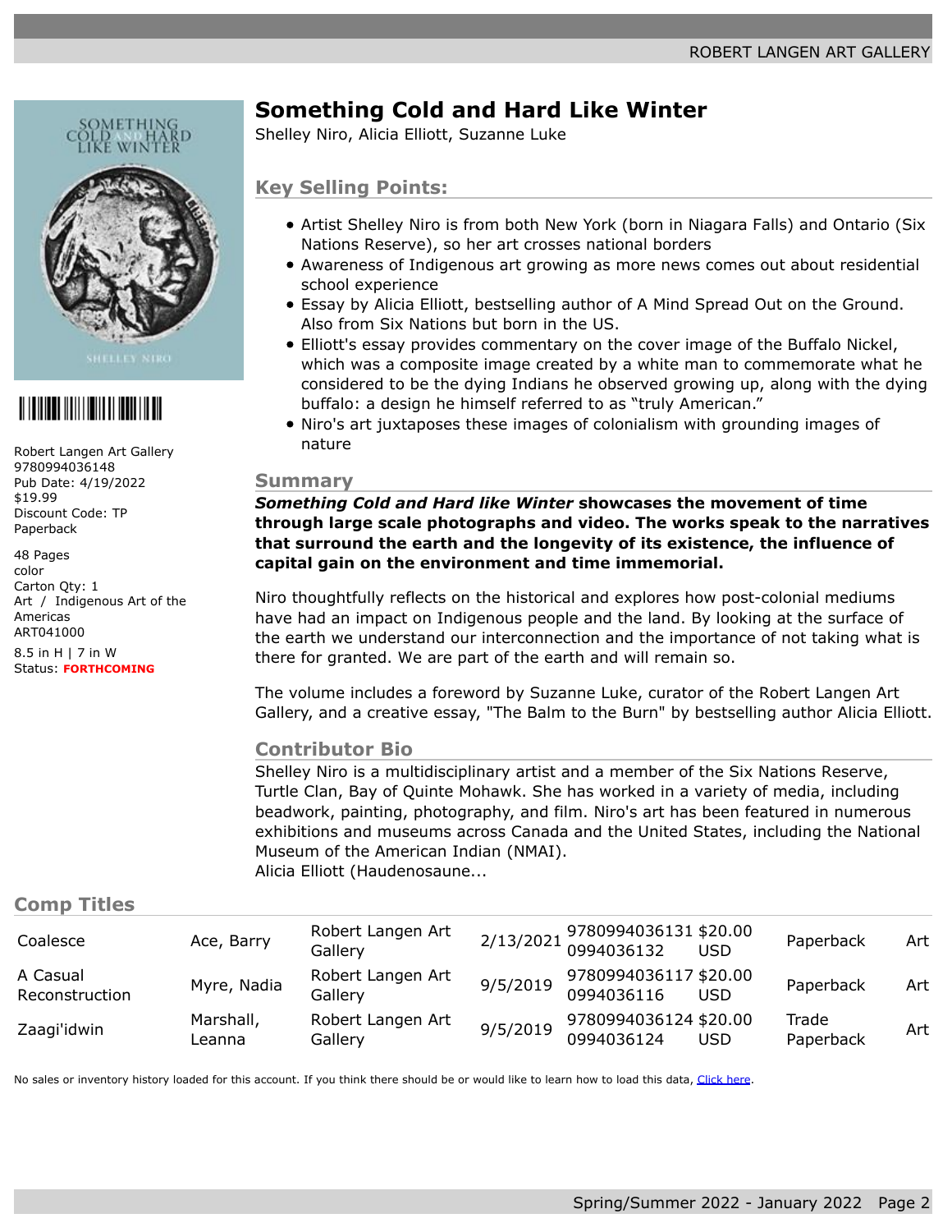# Something Cold and Hard Like Winter

Shelley Niro, Alicia Elliott, Suzanne Luke

Robert Langen Art Gallery
9780994036148
Pub Date: 4/19/2022
$19.99
Discount Code: TP
Paperback

48 Pages
color
Carton Qty: 1
Art / Indigenous Art of the Americas
ART041000

8.5 in H | 7 in W
Status: **FORTHCOMING**

## Key Selling Points:

- Artist Shelley Niro is from both New York (born in Niagara Falls) and Ontario (Six Nations Reserve), so her art crosses national borders
- Awareness of Indigenous art growing as more news comes out about residential school experience
- Essay by Alicia Elliott, bestselling author of A Mind Spread Out on the Ground. Also from Six Nations but born in the US.
- Elliott's essay provides commentary on the cover image of the Buffalo Nickel, which was a composite image created by a white man to commemorate what he considered to be the dying Indians he observed growing up, along with the dying buffalo: a design he himself referred to as "truly American."
- Niro's art juxtaposes these images of colonialism with grounding images of nature

## Summary

***Something Cold and Hard like Winter*** **showcases the movement of time through large scale photographs and video. The works speak to the narratives that surround the earth and the longevity of its existence, the influence of capital gain on the environment and time immemorial.**

Niro thoughtfully reflects on the historical and explores how post-colonial mediums have had an impact on Indigenous people and the land. By looking at the surface of the earth we understand our interconnection and the importance of not taking what is there for granted. We are part of the earth and will remain so.

The volume includes a foreword by Suzanne Luke, curator of the Robert Langen Art Gallery, and a creative essay, "The Balm to the Burn" by bestselling author Alicia Elliott.

## Contributor Bio

Shelley Niro is a multidisciplinary artist and a member of the Six Nations Reserve, Turtle Clan, Bay of Quinte Mohawk. She has worked in a variety of media, including beadwork, painting, photography, and film. Niro's art has been featured in numerous exhibitions and museums across Canada and the United States, including the National Museum of the American Indian (NMAI).
Alicia Elliott (Haudenosaune...

## Comp Titles

| | | | | | | | |
|---|---|---|---|---|---|---|---|
| Coalesce | Ace, Barry | Robert Langen Art Gallery | 2/13/2021 | 9780994036131 0994036132 | $20.00 USD | Paperback | Art |
| A Casual Reconstruction | Myre, Nadia | Robert Langen Art Gallery | 9/5/2019 | 9780994036117 0994036116 | $20.00 USD | Paperback | Art |
| Zaagi'idwin | Marshall, Leanna | Robert Langen Art Gallery | 9/5/2019 | 9780994036124 0994036124 | $20.00 USD | Trade Paperback | Art |

No sales or inventory history loaded for this account. If you think there should be or would like to learn how to load this data, Click here.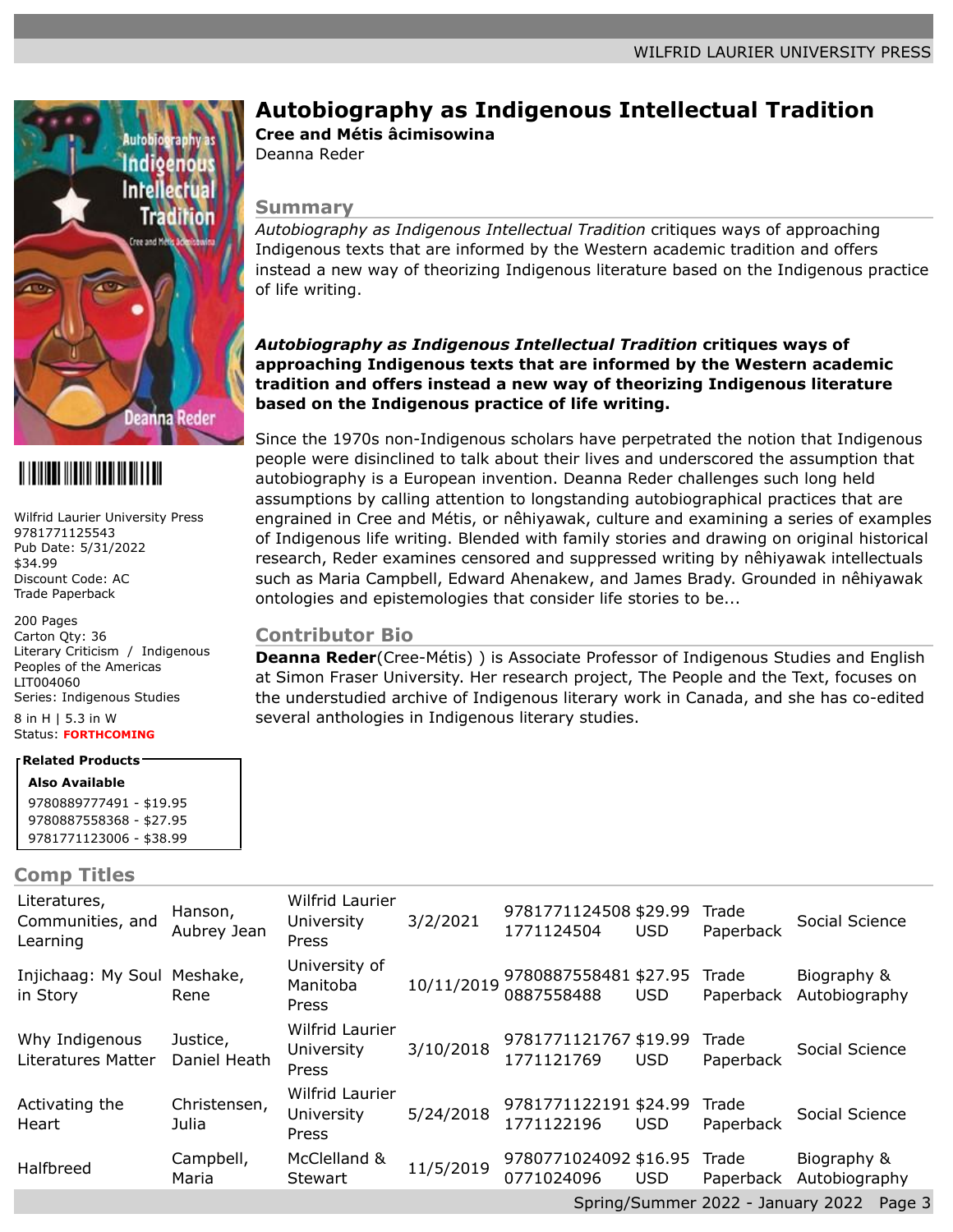# Autobiography as Indigenous Intellectual Tradition

**Cree and Métis âcimisowina**

Deanna Reder

Wilfrid Laurier University Press
9781771125543
Pub Date: 5/31/2022
$34.99
Discount Code: AC
Trade Paperback

200 Pages
Carton Qty: 36
Literary Criticism / Indigenous Peoples of the Americas
LIT004060
Series: Indigenous Studies

8 in H | 5.3 in W
Status: **FORTHCOMING**

**Related Products**

**Also Available**
9780889777491 - $19.95
9780887558368 - $27.95
9781771123006 - $38.99

## Summary

*Autobiography as Indigenous Intellectual Tradition* critiques ways of approaching Indigenous texts that are informed by the Western academic tradition and offers instead a new way of theorizing Indigenous literature based on the Indigenous practice of life writing.

***Autobiography as Indigenous Intellectual Tradition* critiques ways of approaching Indigenous texts that are informed by the Western academic tradition and offers instead a new way of theorizing Indigenous literature based on the Indigenous practice of life writing.**

Since the 1970s non-Indigenous scholars have perpetrated the notion that Indigenous people were disinclined to talk about their lives and underscored the assumption that autobiography is a European invention. Deanna Reder challenges such long held assumptions by calling attention to longstanding autobiographical practices that are engrained in Cree and Métis, or nêhiyawak, culture and examining a series of examples of Indigenous life writing. Blended with family stories and drawing on original historical research, Reder examines censored and suppressed writing by nêhiyawak intellectuals such as Maria Campbell, Edward Ahenakew, and James Brady. Grounded in nêhiyawak ontologies and epistemologies that consider life stories to be...

## Contributor Bio

**Deanna Reder**(Cree-Métis) ) is Associate Professor of Indigenous Studies and English at Simon Fraser University. Her research project, The People and the Text, focuses on the understudied archive of Indigenous literary work in Canada, and she has co-edited several anthologies in Indigenous literary studies.

## Comp Titles

| Title | Author | Publisher | Date | ISBN | Price | Format | Category |
|---|---|---|---|---|---|---|---|
| Literatures, Communities, and Learning | Hanson, Aubrey Jean | Wilfrid Laurier University Press | 3/2/2021 | 9781771124508 1771124504 | $29.99 USD | Trade Paperback | Social Science |
| Injichaag: My Soul in Story | Meshake, Rene | University of Manitoba Press | 10/11/2019 | 9780887558481 0887558488 | $27.95 USD | Trade Paperback | Biography & Autobiography |
| Why Indigenous Literatures Matter | Justice, Daniel Heath | Wilfrid Laurier University Press | 3/10/2018 | 9781771121767 1771121769 | $19.99 USD | Trade Paperback | Social Science |
| Activating the Heart | Christensen, Julia | Wilfrid Laurier University Press | 5/24/2018 | 9781771122191 1771122196 | $24.99 USD | Trade Paperback | Social Science |
| Halfbreed | Campbell, Maria | McClelland & Stewart | 11/5/2019 | 9780771024092 0771024096 | $16.95 USD | Trade Paperback | Biography & Autobiography |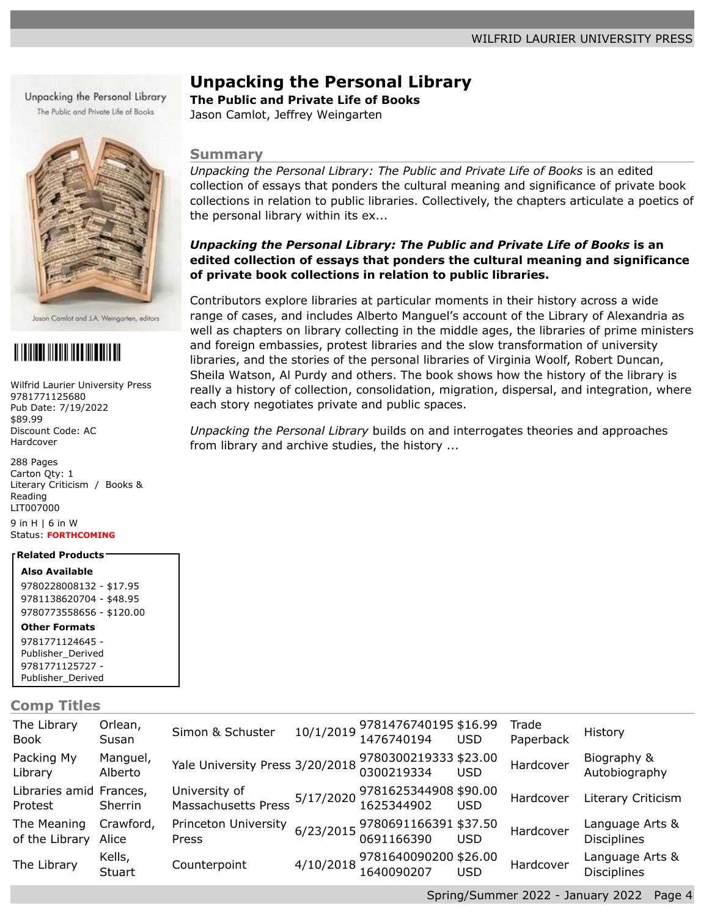# Unpacking the Personal Library

**The Public and Private Life of Books**

Jason Camlot, Jeffrey Weingarten

Wilfrid Laurier University Press
9781771125680
Pub Date: 7/19/2022
$89.99
Discount Code: AC
Hardcover

288 Pages
Carton Qty: 1
Literary Criticism / Books & Reading
LIT007000

9 in H | 6 in W
Status: **FORTHCOMING**

**Related Products**

**Also Available**

9780228008132 - $17.95
9781138620704 - $48.95
9780773558656 - $120.00

**Other Formats**

9781771124645 - Publisher_Derived
9781771125727 - Publisher_Derived

## Summary

*Unpacking the Personal Library: The Public and Private Life of Books* is an edited collection of essays that ponders the cultural meaning and significance of private book collections in relation to public libraries. Collectively, the chapters articulate a poetics of the personal library within its ex...

***Unpacking the Personal Library: The Public and Private Life of Books*** **is an edited collection of essays that ponders the cultural meaning and significance of private book collections in relation to public libraries.**

Contributors explore libraries at particular moments in their history across a wide range of cases, and includes Alberto Manguel's account of the Library of Alexandria as well as chapters on library collecting in the middle ages, the libraries of prime ministers and foreign embassies, protest libraries and the slow transformation of university libraries, and the stories of the personal libraries of Virginia Woolf, Robert Duncan, Sheila Watson, Al Purdy and others. The book shows how the history of the library is really a history of collection, consolidation, migration, dispersal, and integration, where each story negotiates private and public spaces.

*Unpacking the Personal Library* builds on and interrogates theories and approaches from library and archive studies, the history ...

## Comp Titles

| | | | | | | | |
|---|---|---|---|---|---|---|---|
| The Library Book | Orlean, Susan | Simon & Schuster | 10/1/2019 | 9781476740195 1476740194 | $16.99 USD | Trade Paperback | History |
| Packing My Library | Manguel, Alberto | Yale University Press | 3/20/2018 | 9780300219333 0300219334 | $23.00 USD | Hardcover | Biography & Autobiography |
| Libraries amid Protest | Frances, Sherrin | University of Massachusetts Press | 5/17/2020 | 9781625344908 1625344902 | $90.00 USD | Hardcover | Literary Criticism |
| The Meaning of the Library | Crawford, Alice | Princeton University Press | 6/23/2015 | 9780691166391 0691166390 | $37.50 USD | Hardcover | Language Arts & Disciplines |
| The Library | Kells, Stuart | Counterpoint | 4/10/2018 | 9781640090200 1640090207 | $26.00 USD | Hardcover | Language Arts & Disciplines |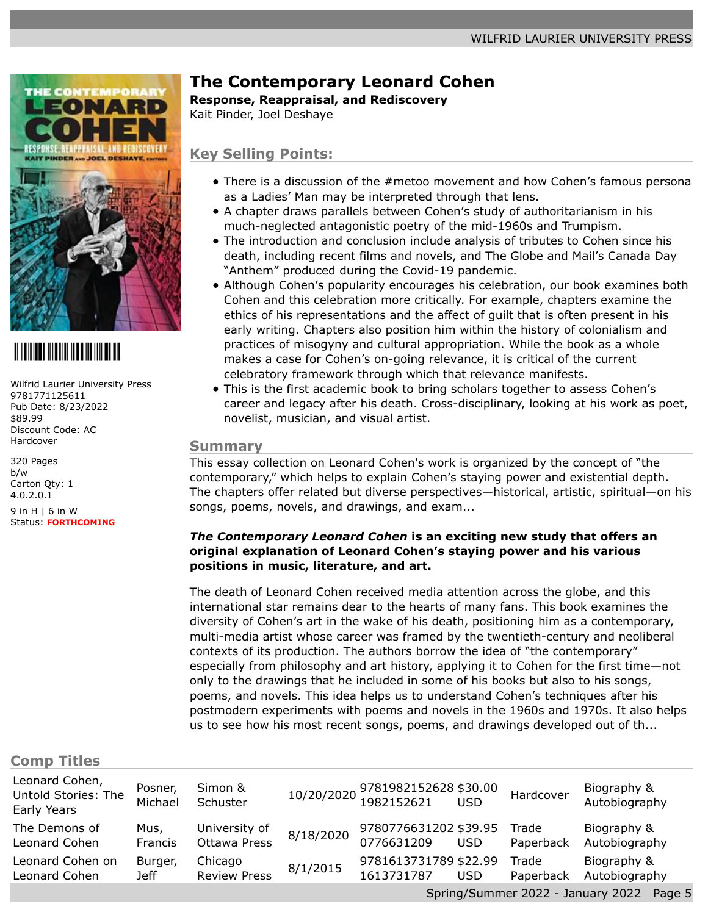# The Contemporary Leonard Cohen

**Response, Reappraisal, and Rediscovery**

Kait Pinder, Joel Deshaye

Wilfrid Laurier University Press
9781771125611
Pub Date: 8/23/2022
$89.99
Discount Code: AC
Hardcover

320 Pages
b/w
Carton Qty: 1
4.0.2.0.1

9 in H | 6 in W
Status: **FORTHCOMING**

## Key Selling Points:

- There is a discussion of the #metoo movement and how Cohen's famous persona as a Ladies' Man may be interpreted through that lens.
- A chapter draws parallels between Cohen's study of authoritarianism in his much-neglected antagonistic poetry of the mid-1960s and Trumpism.
- The introduction and conclusion include analysis of tributes to Cohen since his death, including recent films and novels, and The Globe and Mail's Canada Day "Anthem" produced during the Covid-19 pandemic.
- Although Cohen's popularity encourages his celebration, our book examines both Cohen and this celebration more critically. For example, chapters examine the ethics of his representations and the affect of guilt that is often present in his early writing. Chapters also position him within the history of colonialism and practices of misogyny and cultural appropriation. While the book as a whole makes a case for Cohen's on-going relevance, it is critical of the current celebratory framework through which that relevance manifests.
- This is the first academic book to bring scholars together to assess Cohen's career and legacy after his death. Cross-disciplinary, looking at his work as poet, novelist, musician, and visual artist.

## Summary

This essay collection on Leonard Cohen's work is organized by the concept of "the contemporary," which helps to explain Cohen's staying power and existential depth. The chapters offer related but diverse perspectives—historical, artistic, spiritual—on his songs, poems, novels, and drawings, and exam...

***The Contemporary Leonard Cohen* is an exciting new study that offers an original explanation of Leonard Cohen's staying power and his various positions in music, literature, and art.**

The death of Leonard Cohen received media attention across the globe, and this international star remains dear to the hearts of many fans. This book examines the diversity of Cohen's art in the wake of his death, positioning him as a contemporary, multi-media artist whose career was framed by the twentieth-century and neoliberal contexts of its production. The authors borrow the idea of "the contemporary" especially from philosophy and art history, applying it to Cohen for the first time—not only to the drawings that he included in some of his books but also to his songs, poems, and novels. This idea helps us to understand Cohen's techniques after his postmodern experiments with poems and novels in the 1960s and 1970s. It also helps us to see how his most recent songs, poems, and drawings developed out of th...

## Comp Titles

| Title | Author | Publisher | Date | ISBN | Price | Format | Category |
|---|---|---|---|---|---|---|---|
| Leonard Cohen, Untold Stories: The Early Years | Posner, Michael | Simon & Schuster | 10/20/2020 | 9781982152628 1982152621 | $30.00 USD | Hardcover | Biography & Autobiography |
| The Demons of Leonard Cohen | Mus, Francis | University of Ottawa Press | 8/18/2020 | 9780776631202 0776631209 | $39.95 USD | Trade Paperback | Biography & Autobiography |
| Leonard Cohen on Leonard Cohen | Burger, Jeff | Chicago Review Press | 8/1/2015 | 9781613731789 1613731787 | $22.99 USD | Trade Paperback | Biography & Autobiography |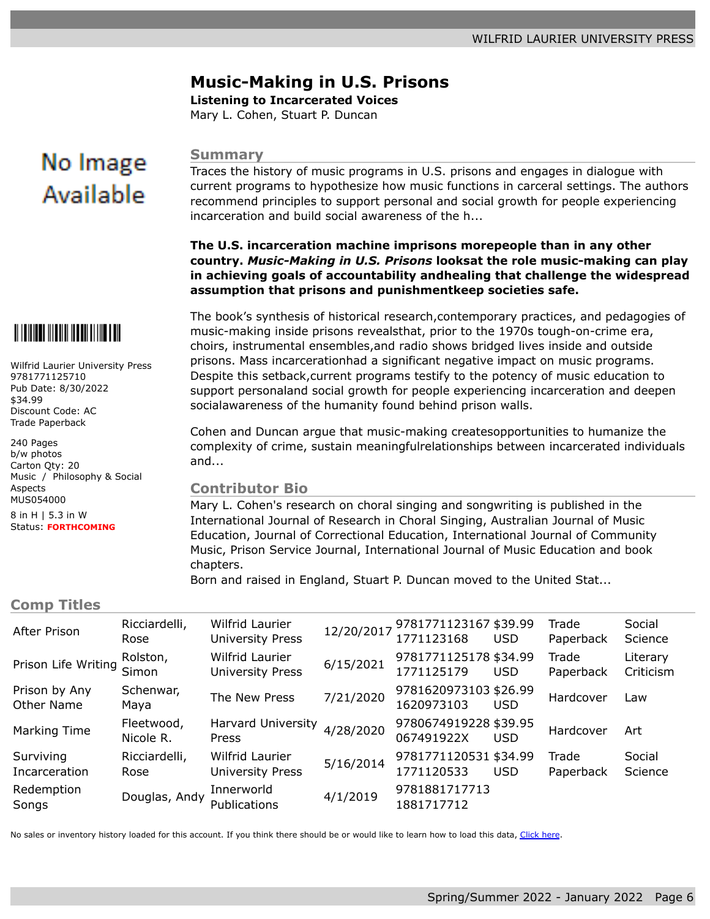# Music-Making in U.S. Prisons

**Listening to Incarcerated Voices**

Mary L. Cohen, Stuart P. Duncan

No Image Available

Wilfrid Laurier University Press
9781771125710
Pub Date: 8/30/2022
$34.99
Discount Code: AC
Trade Paperback

240 Pages
b/w photos
Carton Qty: 20
Music / Philosophy & Social Aspects
MUS054000

8 in H | 5.3 in W
Status: **FORTHCOMING**

## Summary

Traces the history of music programs in U.S. prisons and engages in dialogue with current programs to hypothesize how music functions in carceral settings. The authors recommend principles to support personal and social growth for people experiencing incarceration and build social awareness of the h...

**The U.S. incarceration machine imprisons morepeople than in any other country. *Music-Making in U.S. Prisons* looksat the role music-making can play in achieving goals of accountability andhealing that challenge the widespread assumption that prisons and punishmentkeep societies safe.**

The book's synthesis of historical research,contemporary practices, and pedagogies of music-making inside prisons revealsthat, prior to the 1970s tough-on-crime era, choirs, instrumental ensembles,and radio shows bridged lives inside and outside prisons. Mass incarcerationhad a significant negative impact on music programs. Despite this setback,current programs testify to the potency of music education to support personaland social growth for people experiencing incarceration and deepen socialawareness of the humanity found behind prison walls.

Cohen and Duncan argue that music-making createsopportunities to humanize the complexity of crime, sustain meaningfulrelationships between incarcerated individuals and...

## Contributor Bio

Mary L. Cohen's research on choral singing and songwriting is published in the International Journal of Research in Choral Singing, Australian Journal of Music Education, Journal of Correctional Education, International Journal of Community Music, Prison Service Journal, International Journal of Music Education and book chapters.

Born and raised in England, Stuart P. Duncan moved to the United Stat...

## Comp Titles

| Title | Author | Publisher | Date | ISBN | Price | Format | Category |
|---|---|---|---|---|---|---|---|
| After Prison | Ricciardelli, Rose | Wilfrid Laurier University Press | 12/20/2017 | 9781771123167 1771123168 | $39.99 USD | Trade Paperback | Social Science |
| Prison Life Writing | Rolston, Simon | Wilfrid Laurier University Press | 6/15/2021 | 9781771125178 1771125179 | $34.99 USD | Trade Paperback | Literary Criticism |
| Prison by Any Other Name | Schenwar, Maya | The New Press | 7/21/2020 | 9781620973103 1620973103 | $26.99 USD | Hardcover | Law |
| Marking Time | Fleetwood, Nicole R. | Harvard University Press | 4/28/2020 | 9780674919228 067491922X | $39.95 USD | Hardcover | Art |
| Surviving Incarceration | Ricciardelli, Rose | Wilfrid Laurier University Press | 5/16/2014 | 9781771120531 1771120533 | $34.99 USD | Trade Paperback | Social Science |
| Redemption Songs | Douglas, Andy | Innerworld Publications | 4/1/2019 | 9781881717713 1881717712 | | | |

No sales or inventory history loaded for this account. If you think there should be or would like to learn how to load this data, Click here.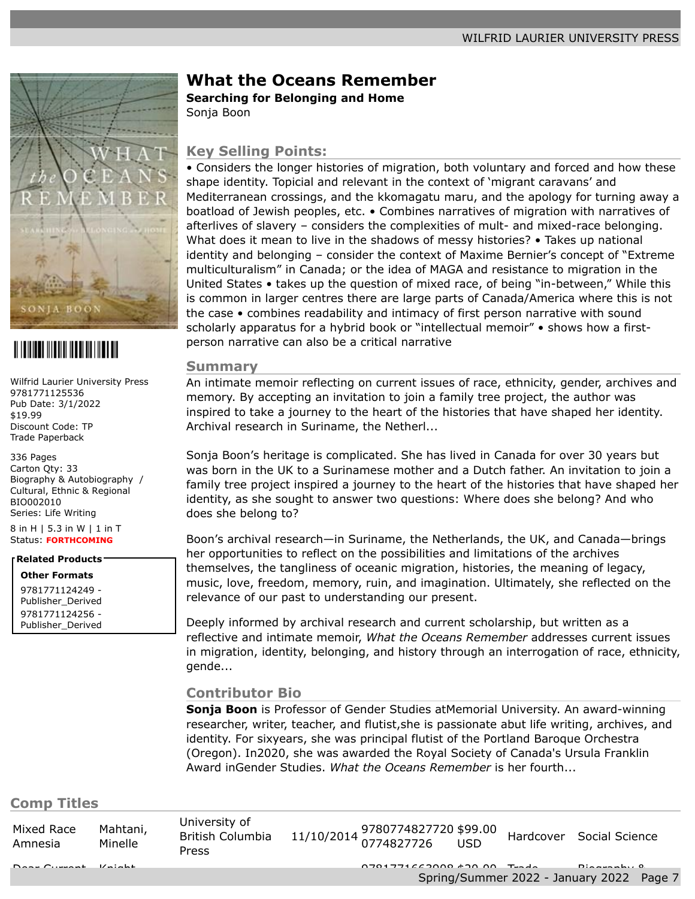# What the Oceans Remember

**Searching for Belonging and Home**

Sonja Boon

Wilfrid Laurier University Press
9781771125536
Pub Date: 3/1/2022
$19.99
Discount Code: TP
Trade Paperback

336 Pages
Carton Qty: 33
Biography & Autobiography / Cultural, Ethnic & Regional
BIO002010
Series: Life Writing

8 in H | 5.3 in W | 1 in T
Status: **FORTHCOMING**

**Related Products**

**Other Formats**

9781771124249 - Publisher_Derived
9781771124256 - Publisher_Derived

## Key Selling Points:

• Considers the longer histories of migration, both voluntary and forced and how these shape identity. Topicial and relevant in the context of 'migrant caravans' and Mediterranean crossings, and the kkomagatu maru, and the apology for turning away a boatload of Jewish peoples, etc. • Combines narratives of migration with narratives of afterlives of slavery – considers the complexities of mult- and mixed-race belonging. What does it mean to live in the shadows of messy histories? • Takes up national identity and belonging – consider the context of Maxime Bernier's concept of "Extreme multiculturalism" in Canada; or the idea of MAGA and resistance to migration in the United States • takes up the question of mixed race, of being "in-between," While this is common in larger centres there are large parts of Canada/America where this is not the case • combines readability and intimacy of first person narrative with sound scholarly apparatus for a hybrid book or "intellectual memoir" • shows how a first-person narrative can also be a critical narrative

## Summary

An intimate memoir reflecting on current issues of race, ethnicity, gender, archives and memory. By accepting an invitation to join a family tree project, the author was inspired to take a journey to the heart of the histories that have shaped her identity. Archival research in Suriname, the Netherl...

Sonja Boon's heritage is complicated. She has lived in Canada for over 30 years but was born in the UK to a Surinamese mother and a Dutch father. An invitation to join a family tree project inspired a journey to the heart of the histories that have shaped her identity, as she sought to answer two questions: Where does she belong? And who does she belong to?

Boon's archival research—in Suriname, the Netherlands, the UK, and Canada—brings her opportunities to reflect on the possibilities and limitations of the archives themselves, the tangliness of oceanic migration, histories, the meaning of legacy, music, love, freedom, memory, ruin, and imagination. Ultimately, she reflected on the relevance of our past to understanding our present.

Deeply informed by archival research and current scholarship, but written as a reflective and intimate memoir, *What the Oceans Remember* addresses current issues in migration, identity, belonging, and history through an interrogation of race, ethnicity, gende...

## Contributor Bio

**Sonja Boon** is Professor of Gender Studies atMemorial University. An award-winning researcher, writer, teacher, and flutist,she is passionate abut life writing, archives, and identity. For sixyears, she was principal flutist of the Portland Baroque Orchestra (Oregon). In2020, she was awarded the Royal Society of Canada's Ursula Franklin Award inGender Studies. *What the Oceans Remember* is her fourth...

## Comp Titles

| | | | | | | | |
|---|---|---|---|---|---|---|---|
| Mixed Race Amnesia | Mahtani, Minelle | University of British Columbia Press | 11/10/2014 | 9780774827720 0774827726 | $99.00 USD | Hardcover | Social Science |
| Dear Current... | Knight... | | | 9781771663008... | $20.00... | Trade... | Biography &... |